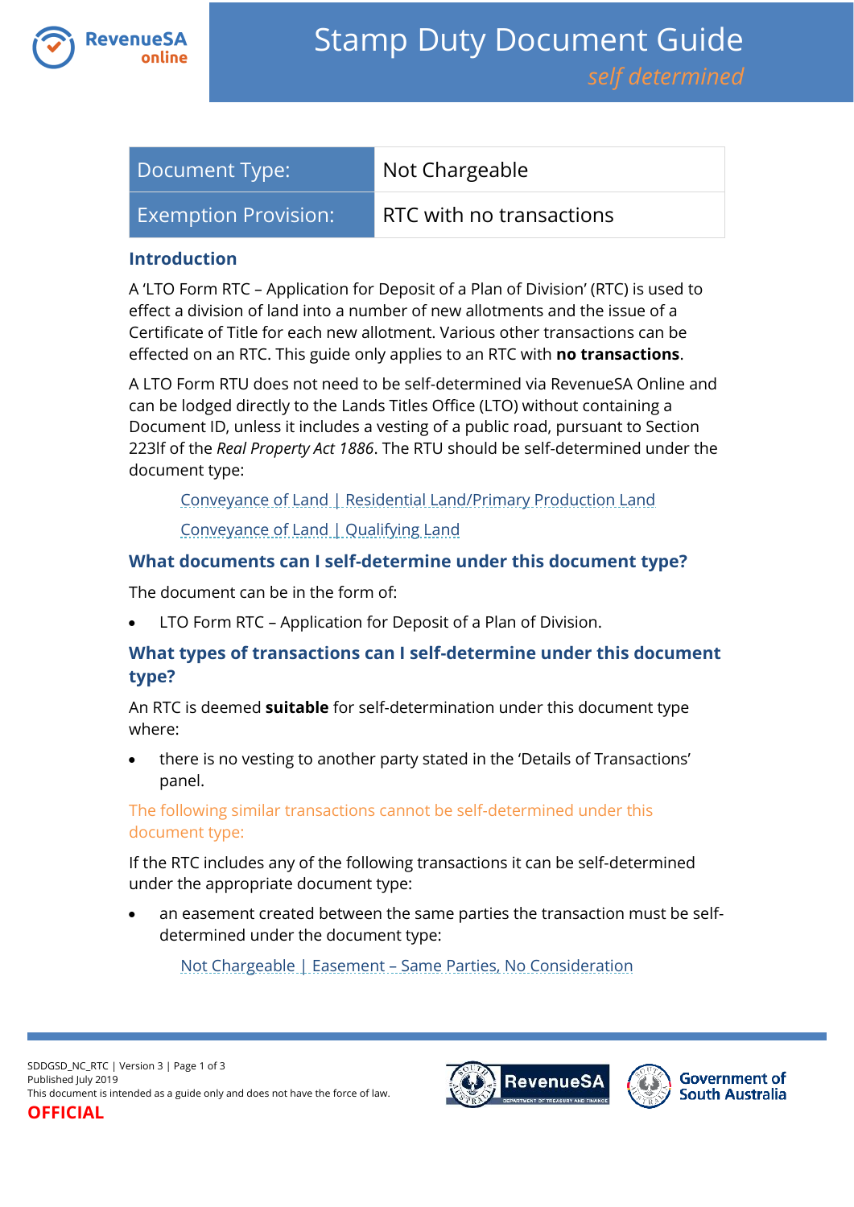# Stamp Duty Document Guide

*self determined*

| Document Type: | Not Chargeable |
|---|---|
| Exemption Provision: | RTC with no transactions |

## Introduction

A 'LTO Form RTC – Application for Deposit of a Plan of Division' (RTC) is used to effect a division of land into a number of new allotments and the issue of a Certificate of Title for each new allotment. Various other transactions can be effected on an RTC. This guide only applies to an RTC with **no transactions**.

A LTO Form RTU does not need to be self-determined via RevenueSA Online and can be lodged directly to the Lands Titles Office (LTO) without containing a Document ID, unless it includes a vesting of a public road, pursuant to Section 223lf of the *Real Property Act 1886*. The RTU should be self-determined under the document type:

Conveyance of Land | Residential Land/Primary Production Land

Conveyance of Land | Qualifying Land

## What documents can I self-determine under this document type?

The document can be in the form of:

- LTO Form RTC – Application for Deposit of a Plan of Division.

## What types of transactions can I self-determine under this document type?

An RTC is deemed **suitable** for self-determination under this document type where:

- there is no vesting to another party stated in the 'Details of Transactions' panel.

The following similar transactions cannot be self-determined under this document type:

If the RTC includes any of the following transactions it can be self-determined under the appropriate document type:

- an easement created between the same parties the transaction must be self-determined under the document type:

Not Chargeable | Easement – Same Parties, No Consideration

SDDGSD_NC_RTC | Version 3 | Page 1 of 3
Published July 2019
This document is intended as a guide only and does not have the force of law.
**OFFICIAL**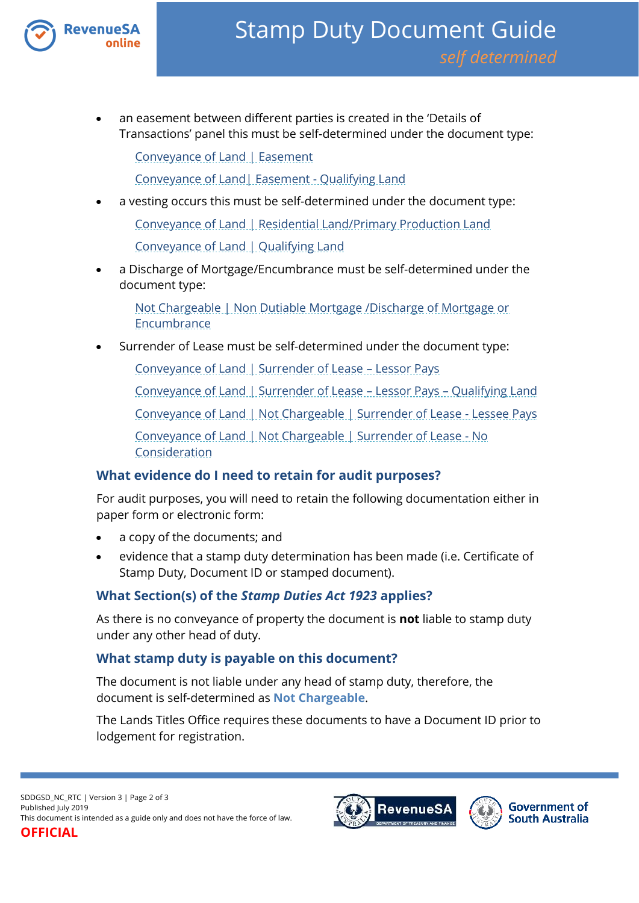- an easement between different parties is created in the 'Details of Transactions' panel this must be self-determined under the document type:

  Conveyance of Land | Easement

  Conveyance of Land| Easement - Qualifying Land

- a vesting occurs this must be self-determined under the document type:

  Conveyance of Land | Residential Land/Primary Production Land

  Conveyance of Land | Qualifying Land

- a Discharge of Mortgage/Encumbrance must be self-determined under the document type:

  Not Chargeable | Non Dutiable Mortgage /Discharge of Mortgage or Encumbrance

- Surrender of Lease must be self-determined under the document type:

  Conveyance of Land | Surrender of Lease – Lessor Pays

  Conveyance of Land | Surrender of Lease – Lessor Pays – Qualifying Land

  Conveyance of Land | Not Chargeable | Surrender of Lease - Lessee Pays

  Conveyance of Land | Not Chargeable | Surrender of Lease - No Consideration

### What evidence do I need to retain for audit purposes?

For audit purposes, you will need to retain the following documentation either in paper form or electronic form:

- a copy of the documents; and
- evidence that a stamp duty determination has been made (i.e. Certificate of Stamp Duty, Document ID or stamped document).

### What Section(s) of the *Stamp Duties Act 1923* applies?

As there is no conveyance of property the document is **not** liable to stamp duty under any other head of duty.

### What stamp duty is payable on this document?

The document is not liable under any head of stamp duty, therefore, the document is self-determined as **Not Chargeable**.

The Lands Titles Office requires these documents to have a Document ID prior to lodgement for registration.

SDDGSD_NC_RTC | Version 3
Published July 2019
This document is intended as a guide only and does not have the force of law.
**OFFICIAL**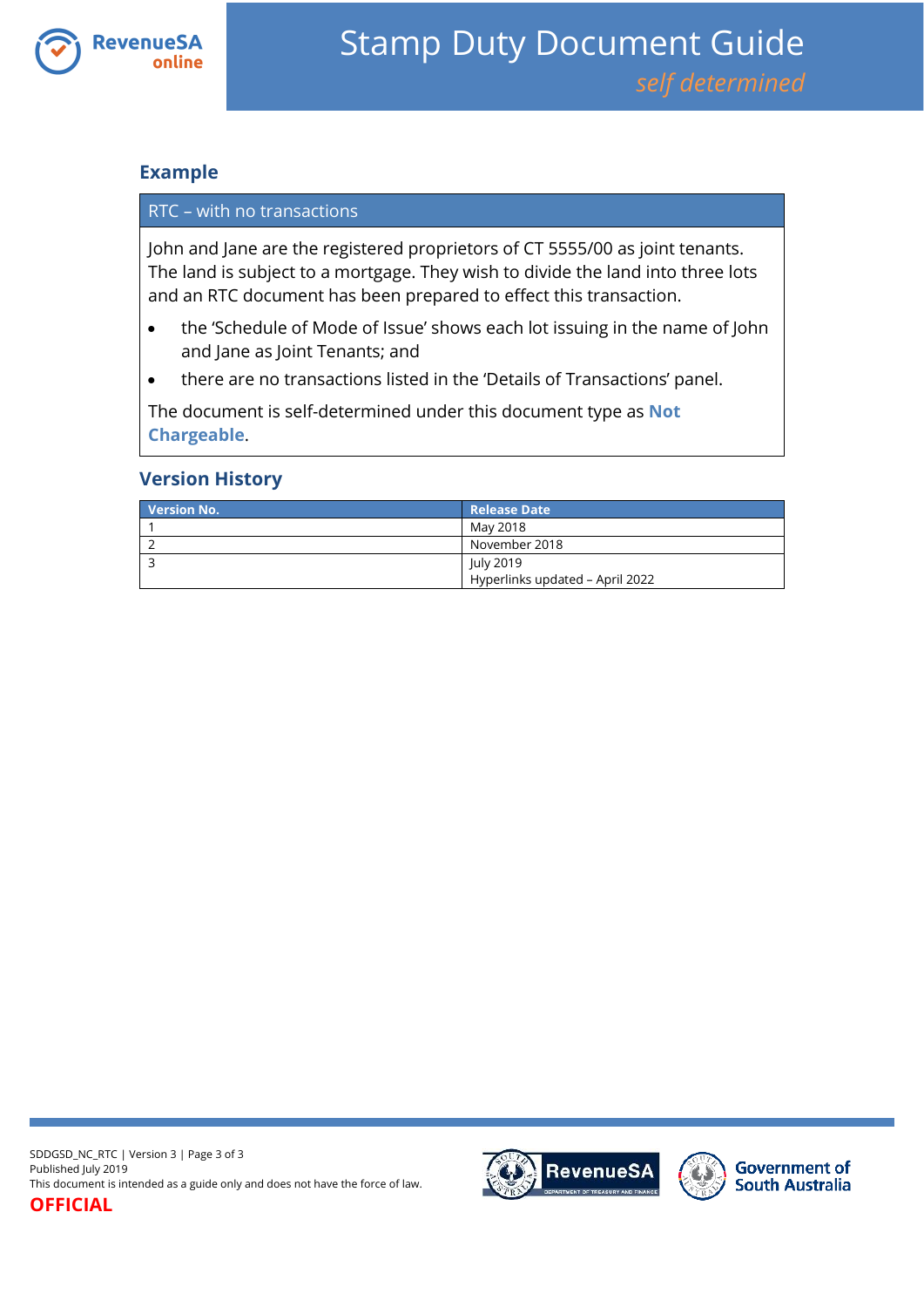## Example

| RTC – with no transactions |
|---|
| John and Jane are the registered proprietors of CT 5555/00 as joint tenants. The land is subject to a mortgage. They wish to divide the land into three lots and an RTC document has been prepared to effect this transaction.<br>• the 'Schedule of Mode of Issue' shows each lot issuing in the name of John and Jane as Joint Tenants; and<br>• there are no transactions listed in the 'Details of Transactions' panel.<br>The document is self-determined under this document type as **Not Chargeable**. |

## Version History

| Version No. | Release Date |
|---|---|
| 1 | May 2018 |
| 2 | November 2018 |
| 3 | July 2019<br>Hyperlinks updated – April 2022 |

SDDGSD_NC_RTC | Version 3 | Page 3 of 3
Published July 2019
This document is intended as a guide only and does not have the force of law.
**OFFICIAL**